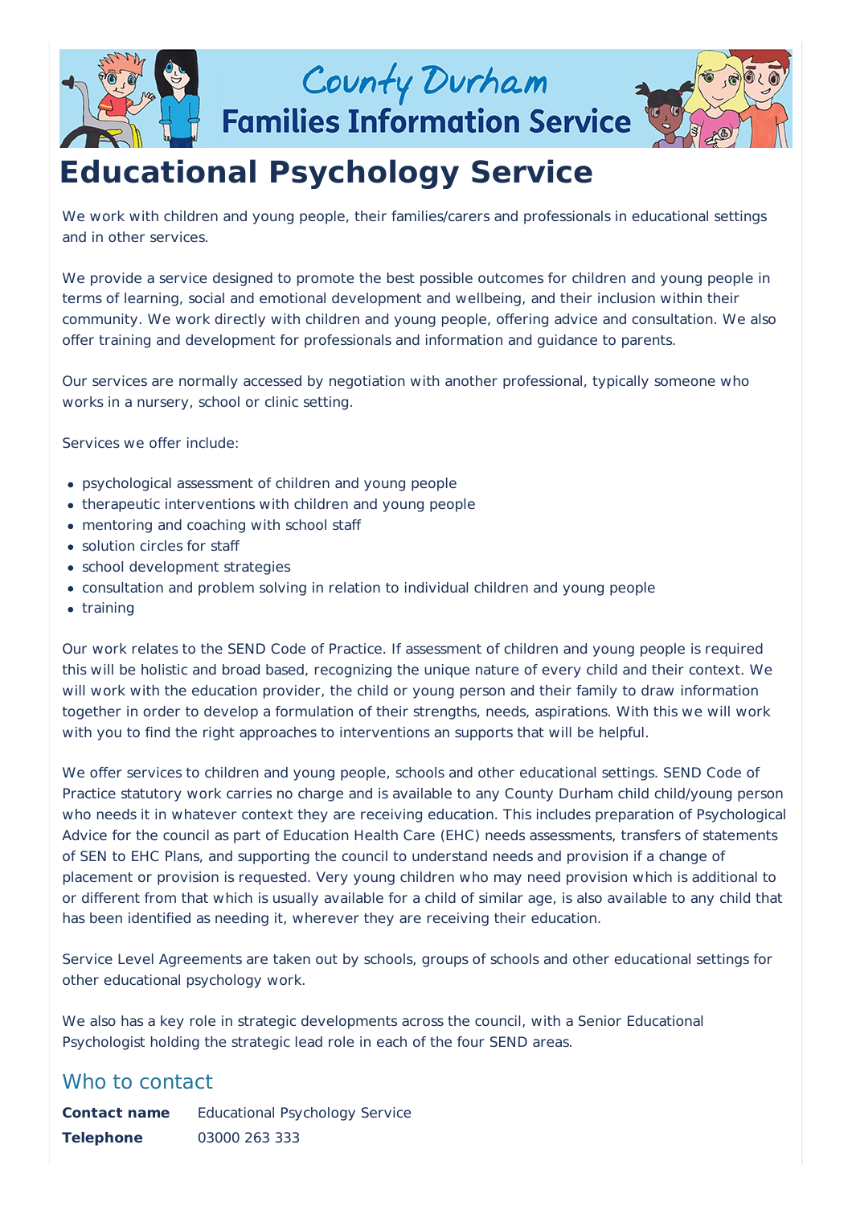# Educational Psychology Service

We work with children and young people, their families/carers and professionals in educational settings and in other services.

We provide a service designed to promote the best possible outcomes for children and young people in terms of learning, social and emotional development and wellbeing, and their inclusion within their community. We work directly with children and young people, offering advice and consultation. We also offer training and development for professionals and information and guidance to parents.

Our services are normally accessed by negotiation with another professional, typically someone who works in a nursery, school or clinic setting.

Services we offer include:

- psychological assessment of children and young people
- therapeutic interventions with children and young people
- mentoring and coaching with school staff
- solution circles for staff
- school development strategies
- consultation and problem solving in relation to individual children and young people
- training

Our work relates to the SEND Code of Practice. If assessment of children and young people is required this will be holistic and broad based, recognizing the unique nature of every child and their context. We will work with the education provider, the child or young person and their family to draw information together in order to develop a formulation of their strengths, needs, aspirations. With this we will work with you to find the right approaches to interventions an supports that will be helpful.

We offer services to children and young people, schools and other educational settings. SEND Code of Practice statutory work carries no charge and is available to any County Durham child child/young person who needs it in whatever context they are receiving education. This includes preparation of Psychological Advice for the council as part of Education Health Care (EHC) needs assessments, transfers of statements of SEN to EHC Plans, and supporting the council to understand needs and provision if a change of placement or provision is requested. Very young children who may need provision which is additional to or different from that which is usually available for a child of similar age, is also available to any child that has been identified as needing it, wherever they are receiving their education.

Service Level Agreements are taken out by schools, groups of schools and other educational settings for other educational psychology work.

We also has a key role in strategic developments across the council, with a Senior Educational Psychologist holding the strategic lead role in each of the four SEND areas.

## Who to contact

| | |
|---|---|
| **Contact name** | Educational Psychology Service |
| **Telephone** | 03000 263 333 |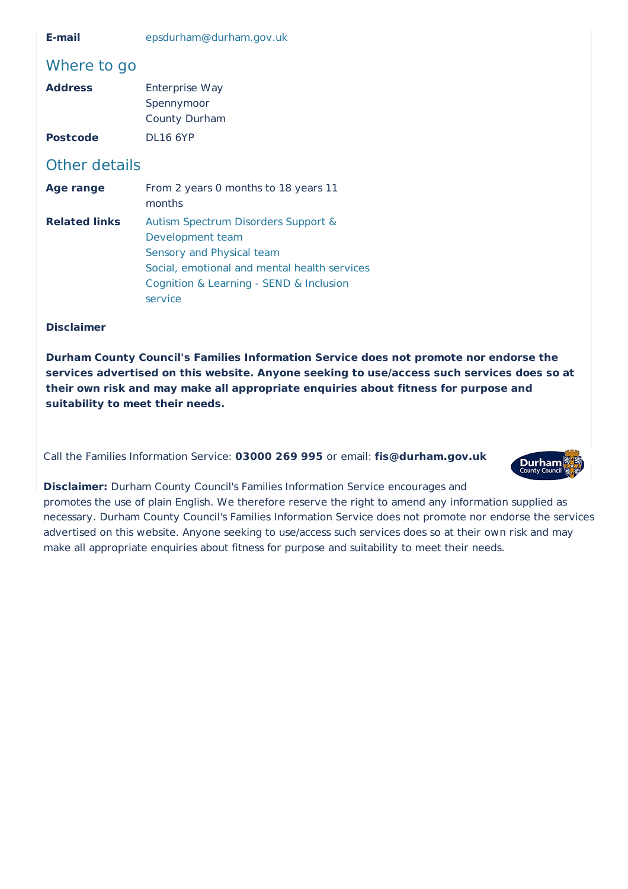| | |
|---|---|
| **E-mail** | epsdurham@durham.gov.uk |

## Where to go

| | |
|---|---|
| **Address** | Enterprise Way<br>Spennymoor<br>County Durham |
| **Postcode** | DL16 6YP |

## Other details

| | |
|---|---|
| **Age range** | From 2 years 0 months to 18 years 11 months |
| **Related links** | Autism Spectrum Disorders Support & Development team<br>Sensory and Physical team<br>Social, emotional and mental health services<br>Cognition & Learning - SEND & Inclusion service |

**Disclaimer**

**Durham County Council's Families Information Service does not promote nor endorse the services advertised on this website. Anyone seeking to use/access such services does so at their own risk and may make all appropriate enquiries about fitness for purpose and suitability to meet their needs.**

Call the Families Information Service: **03000 269 995** or email: **fis@durham.gov.uk**

Durham County Council

**Disclaimer:** Durham County Council's Families Information Service encourages and promotes the use of plain English. We therefore reserve the right to amend any information supplied as necessary. Durham County Council's Families Information Service does not promote nor endorse the services advertised on this website. Anyone seeking to use/access such services does so at their own risk and may make all appropriate enquiries about fitness for purpose and suitability to meet their needs.